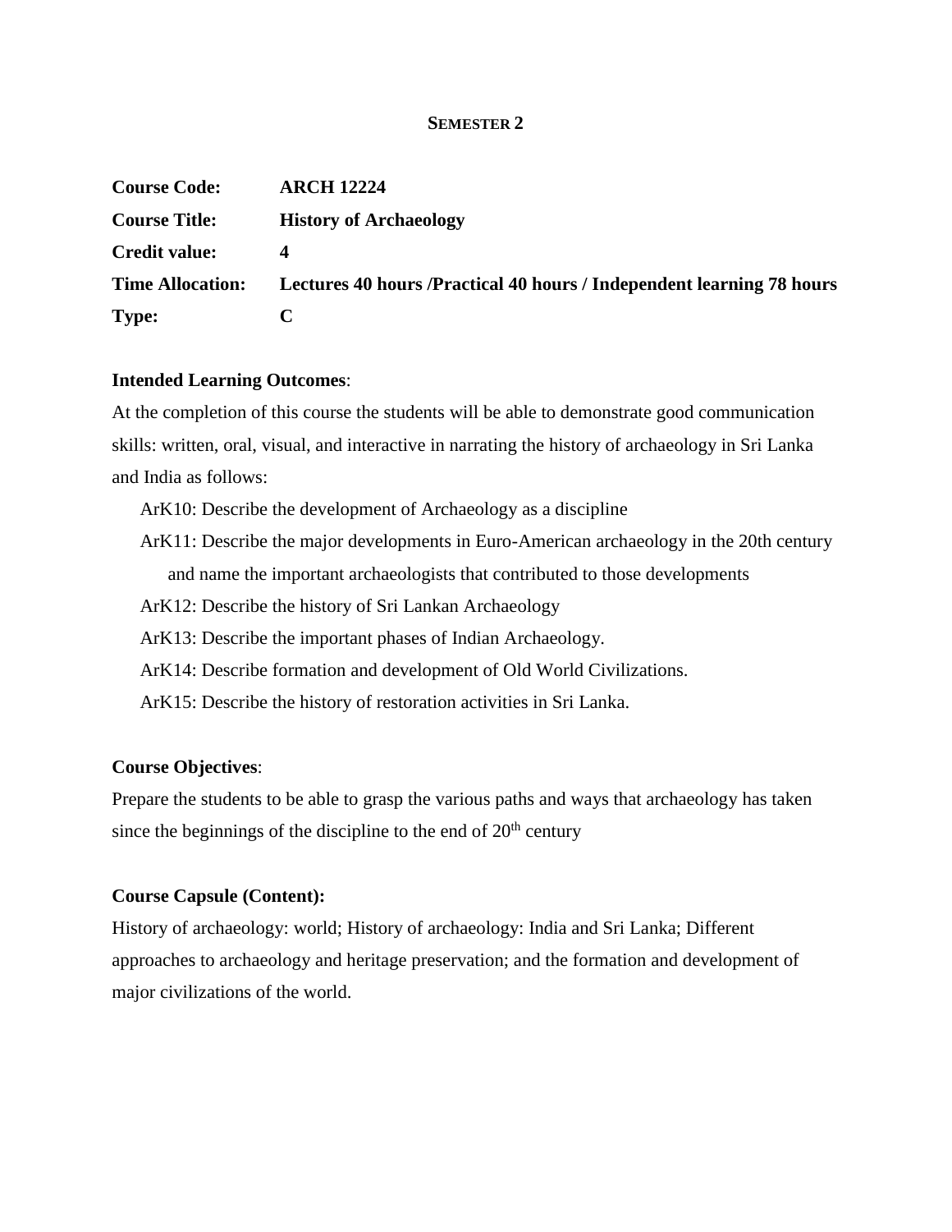## SEMESTER 2

| | |
|---|---|
| **Course Code:** | **ARCH 12224** |
| **Course Title:** | **History of Archaeology** |
| **Credit value:** | **4** |
| **Time Allocation:** | **Lectures 40 hours /Practical 40 hours / Independent learning 78 hours** |
| **Type:** | **C** |

**Intended Learning Outcomes**:

At the completion of this course the students will be able to demonstrate good communication skills: written, oral, visual, and interactive in narrating the history of archaeology in Sri Lanka and India as follows:

- ArK10: Describe the development of Archaeology as a discipline
- ArK11: Describe the major developments in Euro-American archaeology in the 20th century and name the important archaeologists that contributed to those developments
- ArK12: Describe the history of Sri Lankan Archaeology
- ArK13: Describe the important phases of Indian Archaeology.
- ArK14: Describe formation and development of Old World Civilizations.
- ArK15: Describe the history of restoration activities in Sri Lanka.

**Course Objectives**:

Prepare the students to be able to grasp the various paths and ways that archaeology has taken since the beginnings of the discipline to the end of 20th century

**Course Capsule (Content):**

History of archaeology: world; History of archaeology: India and Sri Lanka; Different approaches to archaeology and heritage preservation; and the formation and development of major civilizations of the world.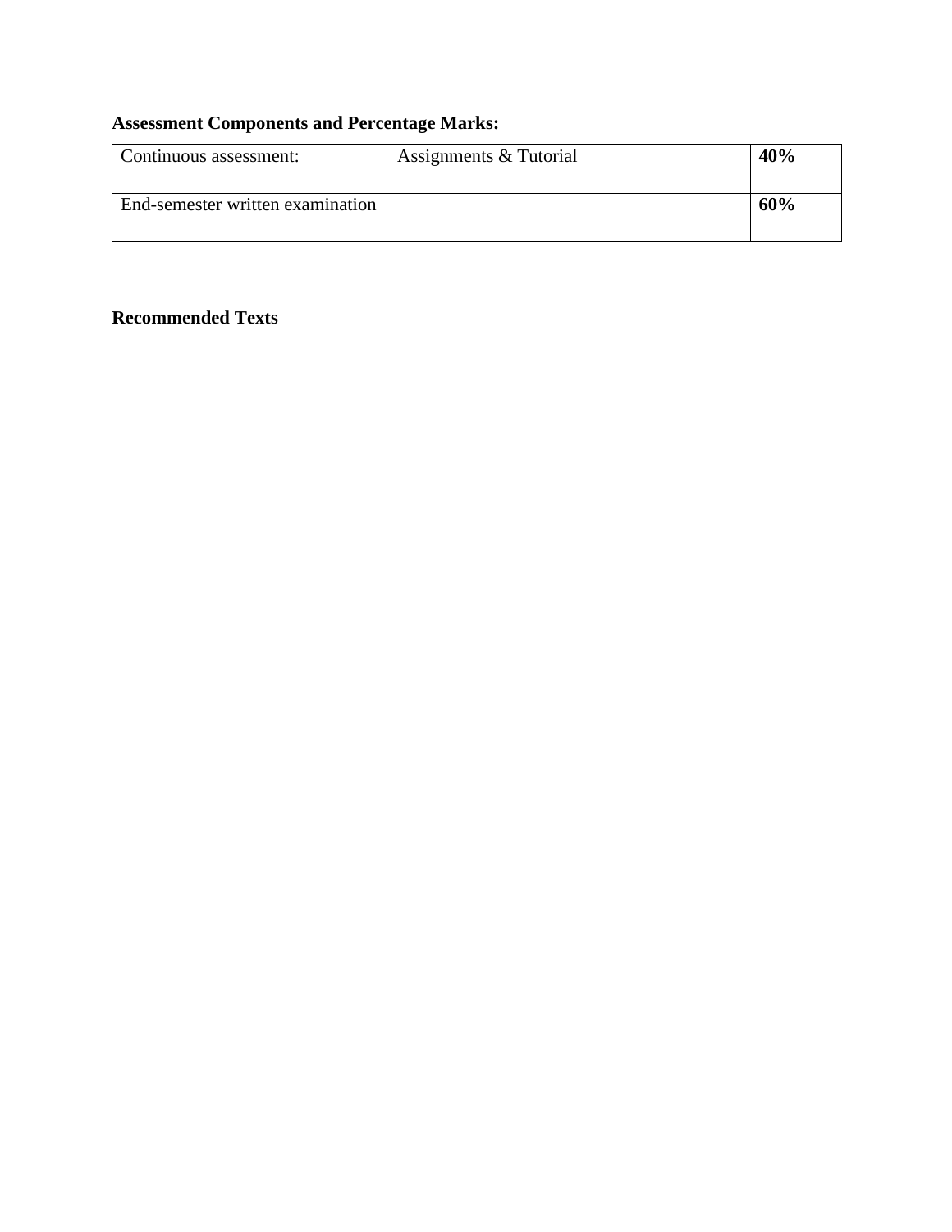**Assessment Components and Percentage Marks:**

| | | |
|---|---|---|
| Continuous assessment: | Assignments & Tutorial | **40%** |
| End-semester written examination | | **60%** |

**Recommended Texts**